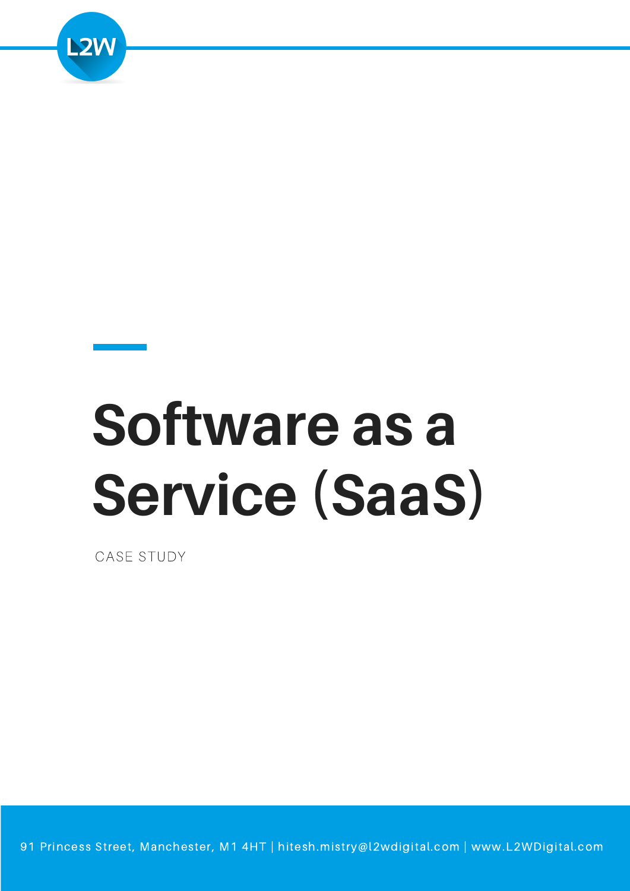# Software as a Service (SaaS)

CASE STUDY

91 Princess Street, Manchester, M1 4HT | hitesh.mistry@l2wdigital.com | www.L2WDigital.com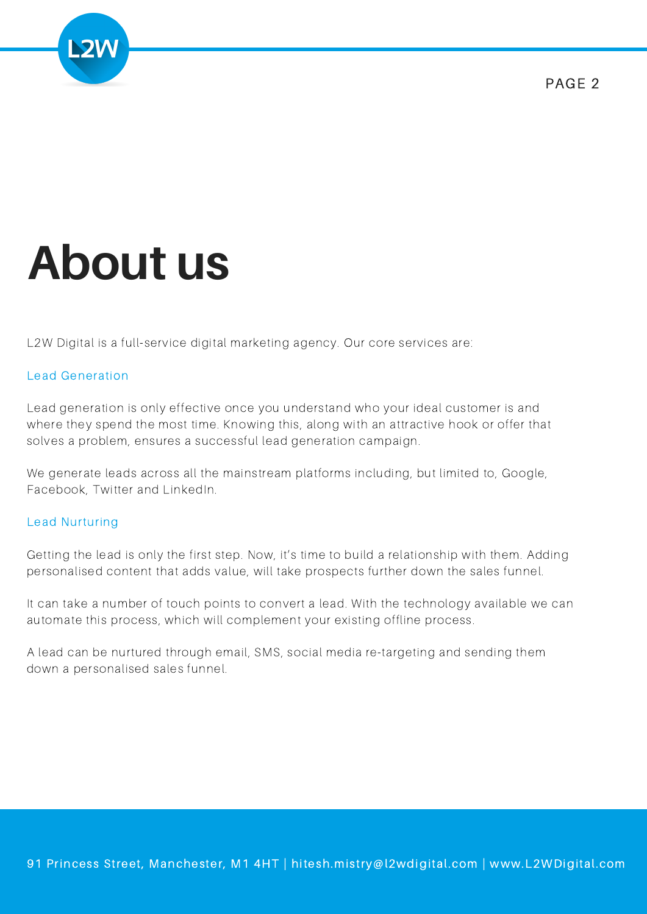# About us

L2W Digital is a full-service digital marketing agency. Our core services are:

## Lead Generation

Lead generation is only effective once you understand who your ideal customer is and where they spend the most time. Knowing this, along with an attractive hook or offer that solves a problem, ensures a successful lead generation campaign.

We generate leads across all the mainstream platforms including, but limited to, Google, Facebook, Twitter and LinkedIn.

## Lead Nurturing

Getting the lead is only the first step. Now, it's time to build a relationship with them. Adding personalised content that adds value, will take prospects further down the sales funnel.

It can take a number of touch points to convert a lead. With the technology available we can automate this process, which will complement your existing offline process.

A lead can be nurtured through email, SMS, social media re-targeting and sending them down a personalised sales funnel.

91 Princess Street, Manchester, M1 4HT | hitesh.mistry@l2wdigital.com | www.L2WDigital.com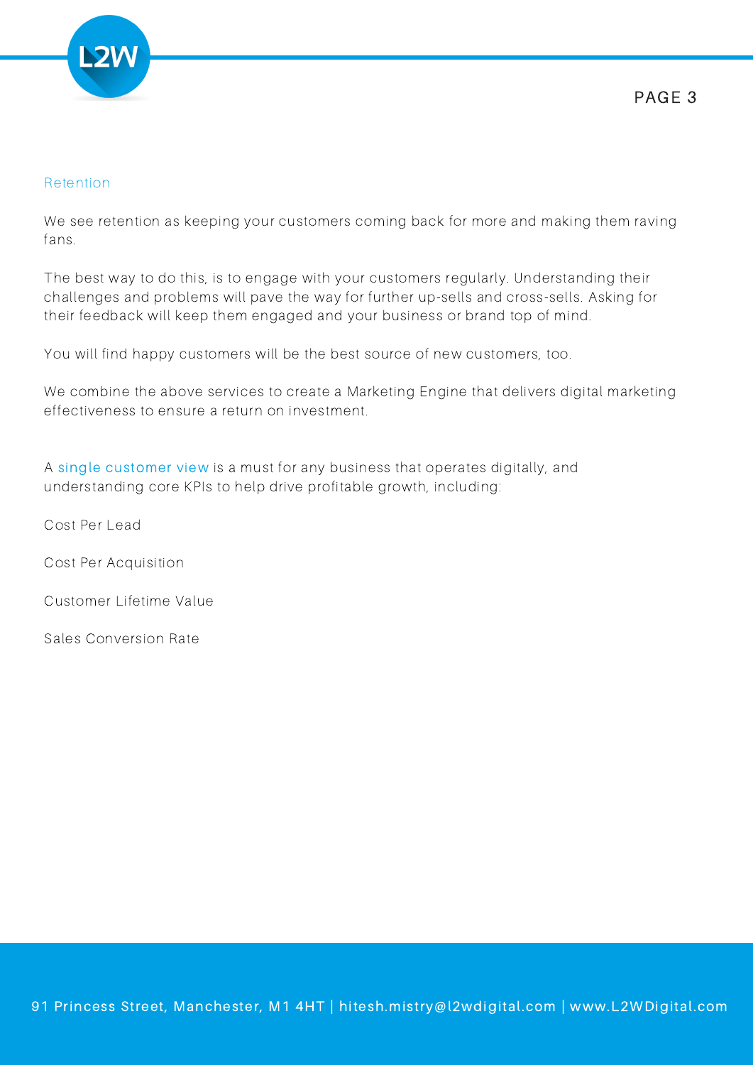## Retention

We see retention as keeping your customers coming back for more and making them raving fans.

The best way to do this, is to engage with your customers regularly. Understanding their challenges and problems will pave the way for further up-sells and cross-sells. Asking for their feedback will keep them engaged and your business or brand top of mind.

You will find happy customers will be the best source of new customers, too.

We combine the above services to create a Marketing Engine that delivers digital marketing effectiveness to ensure a return on investment.

A single customer view is a must for any business that operates digitally, and understanding core KPIs to help drive profitable growth, including:

Cost Per Lead

Cost Per Acquisition

Customer Lifetime Value

Sales Conversion Rate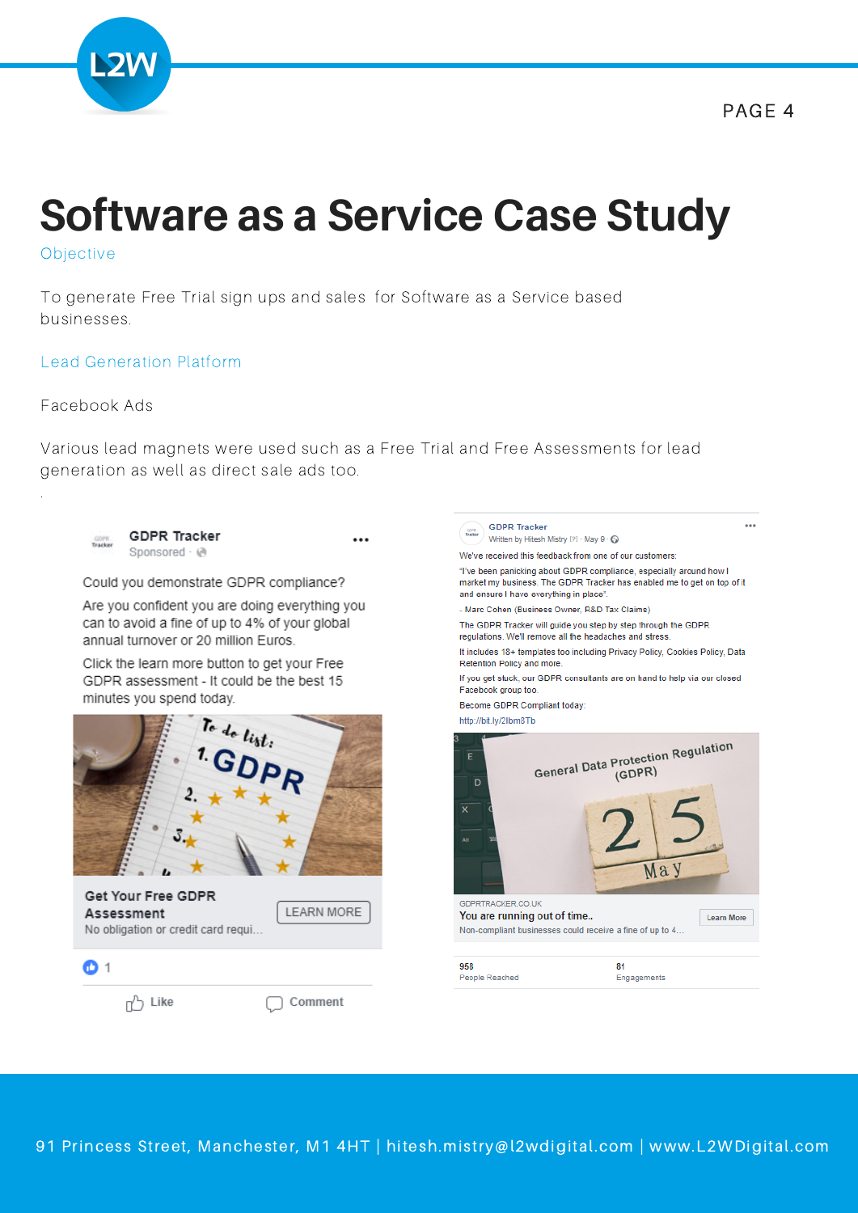# Software as a Service Case Study

## Objective

To generate Free Trial sign ups and sales for Software as a Service based businesses.

## Lead Generation Platform

Facebook Ads

Various lead magnets were used such as a Free Trial and Free Assessments for lead generation as well as direct sale ads too.

**GDPR Tracker**
Sponsored

Could you demonstrate GDPR compliance?

Are you confident you are doing everything you can to avoid a fine of up to 4% of your global annual turnover or 20 million Euros.

Click the learn more button to get your Free GDPR assessment - It could be the best 15 minutes you spend today.

**Get Your Free GDPR Assessment**
No obligation or credit card requi...

LEARN MORE

1

Like · Comment

**GDPR Tracker**
Written by Hitesh Mistry [?] · May 9

We've received this feedback from one of our customers:

"I've been panicking about GDPR compliance, especially around how I market my business. The GDPR Tracker has enabled me to get on top of it and ensure I have everything in place".

- Marc Cohen (Business Owner, R&D Tax Claims)

The GDPR Tracker will guide you step by step through the GDPR regulations. We'll remove all the headaches and stress.

It includes 18+ templates too including Privacy Policy, Cookies Policy, Data Retention Policy and more.

If you get stuck, our GDPR consultants are on hand to help via our closed Facebook group too.

Become GDPR Compliant today:

http://bit.ly/2lbm8Tb

GDPRTRACKER.CO.UK
**You are running out of time..**
Non-compliant businesses could receive a fine of up to 4...

Learn More

| 958 | 81 |
|---|---|
| People Reached | Engagements |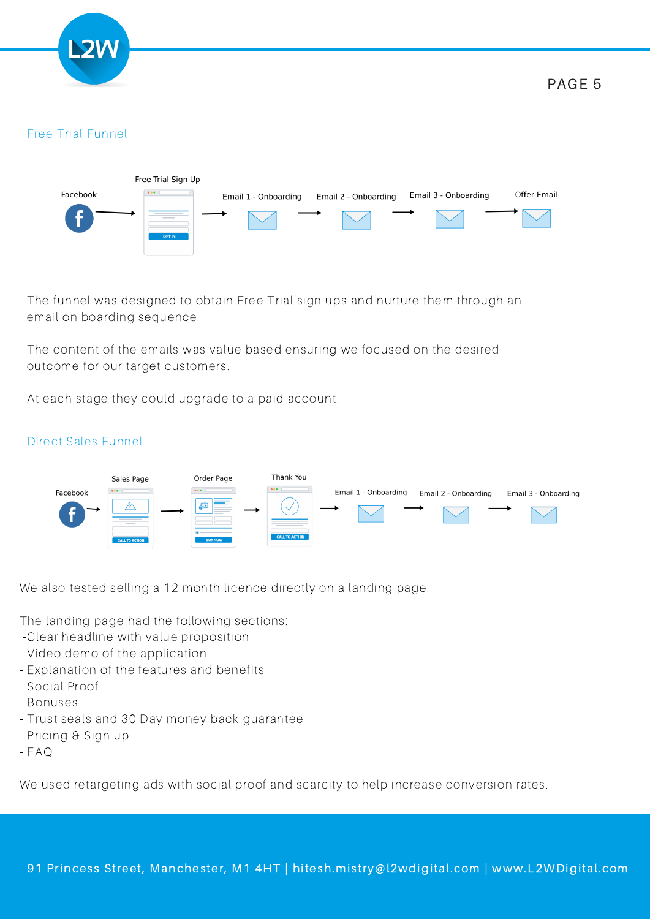## Free Trial Funnel

Facebook → Free Trial Sign Up → Email 1 - Onboarding → Email 2 - Onboarding → Email 3 - Onboarding → Offer Email

The funnel was designed to obtain Free Trial sign ups and nurture them through an email on boarding sequence.

The content of the emails was value based ensuring we focused on the desired outcome for our target customers.

At each stage they could upgrade to a paid account.

## Direct Sales Funnel

Facebook → Sales Page → Order Page → Thank You → Email 1 - Onboarding → Email 2 - Onboarding → Email 3 - Onboarding

We also tested selling a 12 month licence directly on a landing page.

The landing page had the following sections:

- Clear headline with value proposition
- Video demo of the application
- Explanation of the features and benefits
- Social Proof
- Bonuses
- Trust seals and 30 Day money back guarantee
- Pricing & Sign up
- FAQ

We used retargeting ads with social proof and scarcity to help increase conversion rates.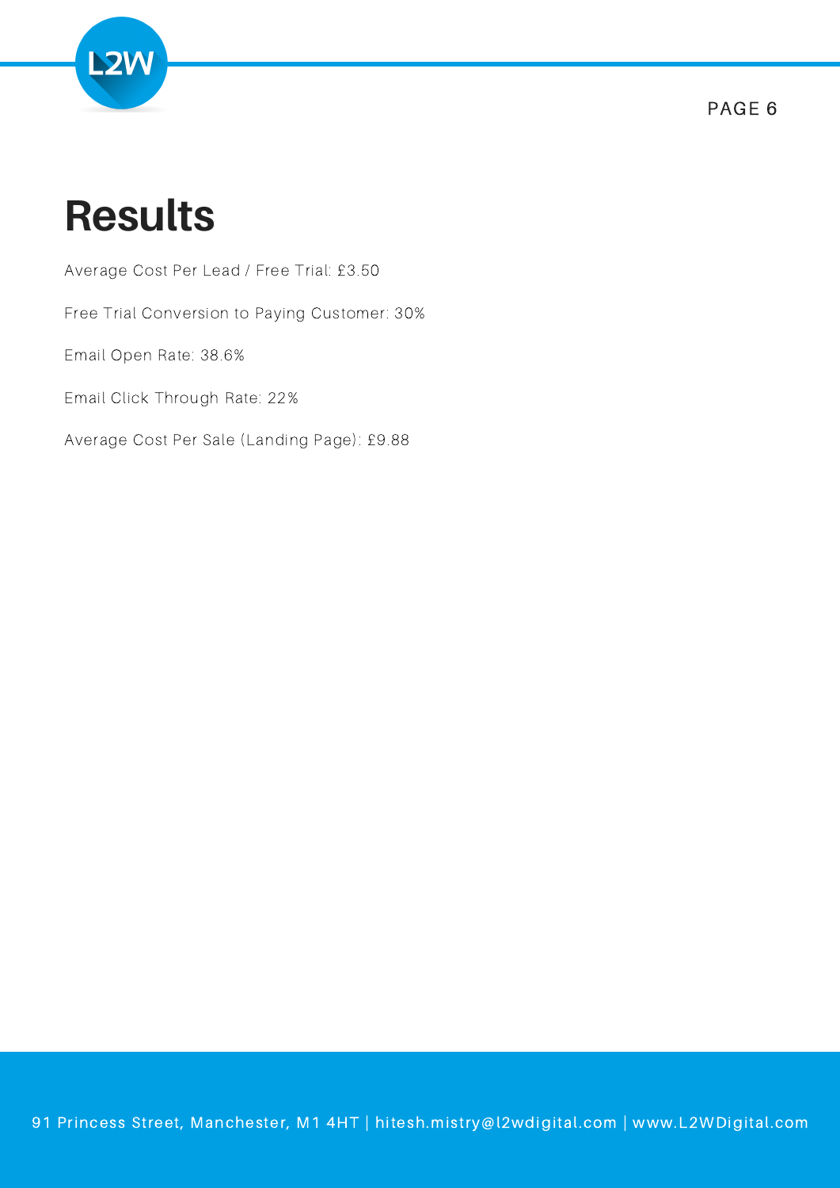# Results

Average Cost Per Lead / Free Trial: £3.50

Free Trial Conversion to Paying Customer: 30%

Email Open Rate: 38.6%

Email Click Through Rate: 22%

Average Cost Per Sale (Landing Page): £9.88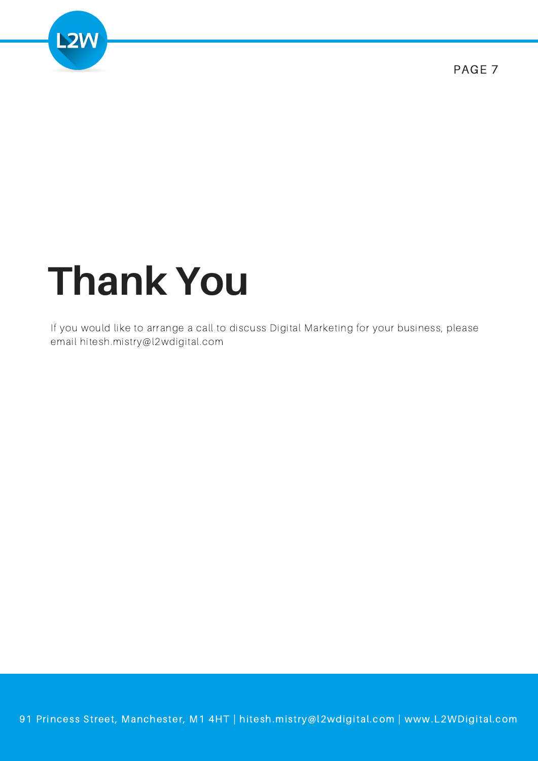# Thank You

If you would like to arrange a call to discuss Digital Marketing for your business, please email hitesh.mistry@l2wdigital.com